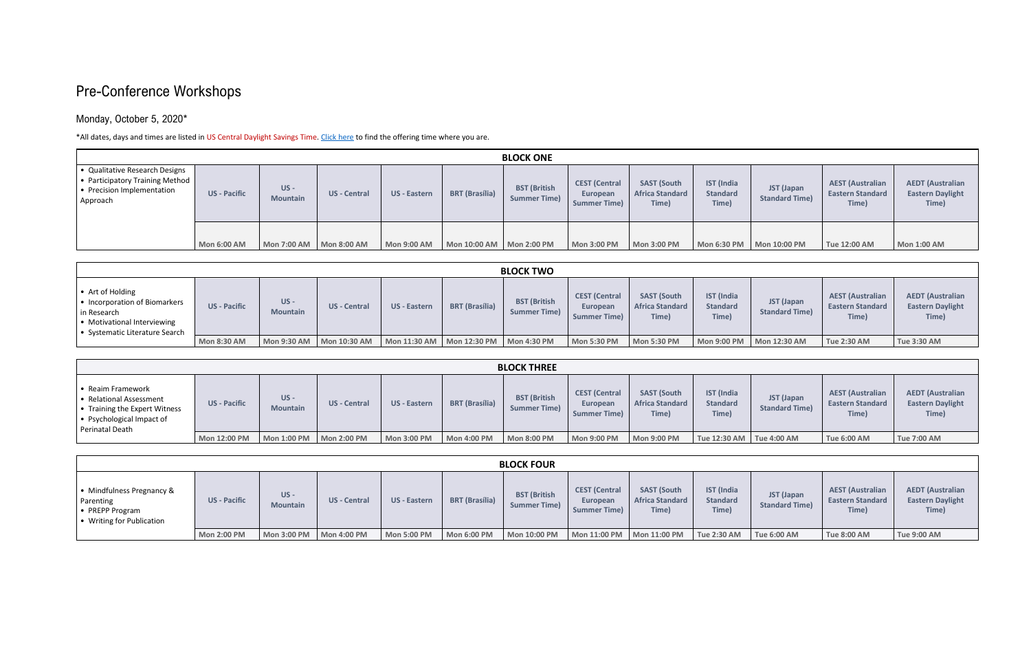# Pre-Conference Workshops

## Monday, October 5, 2020*

*All dates, days and times are listed in US Central Daylight Savings Time. [Click here] to find the offering time where you are.

| BLOCK ONE | | | | | | | | | | | | |
|---|---|---|---|---|---|---|---|---|---|---|---|---|
| • Qualitative Research Designs<br>• Participatory Training Method<br>• Precision Implementation Approach | **US - Pacific** | **US - Mountain** | **US - Central** | **US - Eastern** | **BRT (Brasília)** | **BST (British Summer Time)** | **CEST (Central European Summer Time)** | **SAST (South Africa Standard Time)** | **IST (India Standard Time)** | **JST (Japan Standard Time)** | **AEST (Australian Eastern Standard Time)** | **AEDT (Australian Eastern Daylight Time)** |
| | **Mon 6:00 AM** | **Mon 7:00 AM** | **Mon 8:00 AM** | **Mon 9:00 AM** | **Mon 10:00 AM** | **Mon 2:00 PM** | **Mon 3:00 PM** | **Mon 3:00 PM** | **Mon 6:30 PM** | **Mon 10:00 PM** | **Tue 12:00 AM** | **Mon 1:00 AM** |

| BLOCK TWO | | | | | | | | | | | | |
|---|---|---|---|---|---|---|---|---|---|---|---|---|
| • Art of Holding<br>• Incorporation of Biomarkers in Research<br>• Motivational Interviewing<br>• Systematic Literature Search | **US - Pacific** | **US - Mountain** | **US - Central** | **US - Eastern** | **BRT (Brasília)** | **BST (British Summer Time)** | **CEST (Central European Summer Time)** | **SAST (South Africa Standard Time)** | **IST (India Standard Time)** | **JST (Japan Standard Time)** | **AEST (Australian Eastern Standard Time)** | **AEDT (Australian Eastern Daylight Time)** |
| | **Mon 8:30 AM** | **Mon 9:30 AM** | **Mon 10:30 AM** | **Mon 11:30 AM** | **Mon 12:30 PM** | **Mon 4:30 PM** | **Mon 5:30 PM** | **Mon 5:30 PM** | **Mon 9:00 PM** | **Mon 12:30 AM** | **Tue 2:30 AM** | **Tue 3:30 AM** |

| BLOCK THREE | | | | | | | | | | | | |
|---|---|---|---|---|---|---|---|---|---|---|---|---|
| • Reaim Framework<br>• Relational Assessment<br>• Training the Expert Witness<br>• Psychological Impact of Perinatal Death | **US - Pacific** | **US - Mountain** | **US - Central** | **US - Eastern** | **BRT (Brasília)** | **BST (British Summer Time)** | **CEST (Central European Summer Time)** | **SAST (South Africa Standard Time)** | **IST (India Standard Time)** | **JST (Japan Standard Time)** | **AEST (Australian Eastern Standard Time)** | **AEDT (Australian Eastern Daylight Time)** |
| | **Mon 12:00 PM** | **Mon 1:00 PM** | **Mon 2:00 PM** | **Mon 3:00 PM** | **Mon 4:00 PM** | **Mon 8:00 PM** | **Mon 9:00 PM** | **Mon 9:00 PM** | **Tue 12:30 AM** | **Tue 4:00 AM** | **Tue 6:00 AM** | **Tue 7:00 AM** |

| BLOCK FOUR | | | | | | | | | | | | |
|---|---|---|---|---|---|---|---|---|---|---|---|---|
| • Mindfulness Pregnancy & Parenting<br>• PREPP Program<br>• Writing for Publication | **US - Pacific** | **US - Mountain** | **US - Central** | **US - Eastern** | **BRT (Brasília)** | **BST (British Summer Time)** | **CEST (Central European Summer Time)** | **SAST (South Africa Standard Time)** | **IST (India Standard Time)** | **JST (Japan Standard Time)** | **AEST (Australian Eastern Standard Time)** | **AEDT (Australian Eastern Daylight Time)** |
| | **Mon 2:00 PM** | **Mon 3:00 PM** | **Mon 4:00 PM** | **Mon 5:00 PM** | **Mon 6:00 PM** | **Mon 10:00 PM** | **Mon 11:00 PM** | **Mon 11:00 PM** | **Tue 2:30 AM** | **Tue 6:00 AM** | **Tue 8:00 AM** | **Tue 9:00 AM** |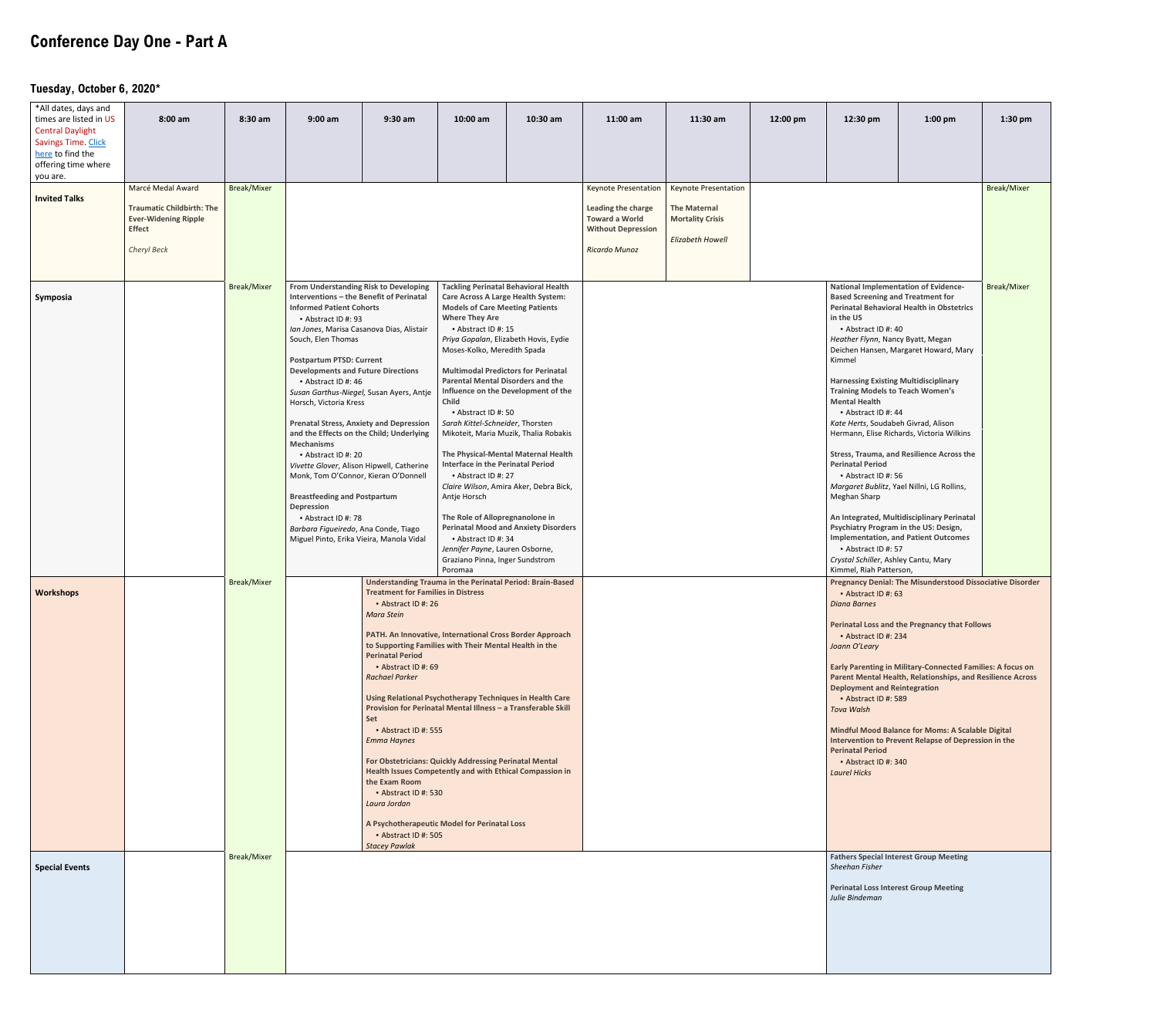# Conference Day One - Part A

### Tuesday, October 6, 2020*

| *All dates, days and times are listed in US Central Daylight Savings Time. Click here to find the offering time where you are. | 8:00 am | 8:30 am | 9:00 am | 9:30 am | 10:00 am | 10:30 am | 11:00 am | 11:30 am | 12:00 pm | 12:30 pm | 1:00 pm | 1:30 pm |
|---|---|---|---|---|---|---|---|---|---|---|---|---|
| **Invited Talks** | Marcé Medal Award<br><br>**Traumatic Childbirth: The Ever-Widening Ripple Effect**<br><br>*Cheryl Beck* | Break/Mixer | | | | | Keynote Presentation<br><br>**Leading the charge Toward a World Without Depression**<br><br>*Ricardo Munoz* | Keynote Presentation<br><br>**The Maternal Mortality Crisis**<br><br>*Elizabeth Howell* | | | | Break/Mixer |
| **Symposia** | | Break/Mixer | **From Understanding Risk to Developing Interventions – the Benefit of Perinatal Informed Patient Cohorts**<br>• Abstract ID #: 93<br>*Ian Jones*, Marisa Casanova Dias, Alistair Souch, Elen Thomas<br><br>**Postpartum PTSD: Current Developments and Future Directions**<br>• Abstract ID #: 46<br>*Susan Garthus-Niegel*, Susan Ayers, Antje Horsch, Victoria Kress<br><br>**Prenatal Stress, Anxiety and Depression and the Effects on the Child; Underlying Mechanisms**<br>• Abstract ID #: 20<br>*Vivette Glover*, Alison Hipwell, Catherine Monk, Tom O'Connor, Kieran O'Donnell<br><br>**Breastfeeding and Postpartum Depression**<br>• Abstract ID #: 78<br>*Barbara Figueiredo*, Ana Conde, Tiago Miguel Pinto, Erika Vieira, Manola Vidal | | **Tackling Perinatal Behavioral Health Care Across A Large Health System: Models of Care Meeting Patients Where They Are**<br>• Abstract ID #: 15<br>*Priya Gopalan*, Elizabeth Hovis, Eydie Moses-Kolko, Meredith Spada<br><br>**Multimodal Predictors for Perinatal Parental Mental Disorders and the Influence on the Development of the Child**<br>• Abstract ID #: 50<br>*Sarah Kittel-Schneider*, Thorsten Mikoteit, Maria Muzik, Thalia Robakis<br><br>**The Physical-Mental Maternal Health Interface in the Perinatal Period**<br>• Abstract ID #: 27<br>*Claire Wilson*, Amira Aker, Debra Bick, Antje Horsch<br><br>**The Role of Allopregnanolone in Perinatal Mood and Anxiety Disorders**<br>• Abstract ID #: 34<br>*Jennifer Payne*, Lauren Osborne, Graziano Pinna, Inger Sundstrom Poromaa | | | | | **National Implementation of Evidence-Based Screening and Treatment for Perinatal Behavioral Health in Obstetrics in the US**<br>• Abstract ID #: 40<br>*Heather Flynn*, Nancy Byatt, Megan Deichen Hansen, Margaret Howard, Mary Kimmel<br><br>**Harnessing Existing Multidisciplinary Training Models to Teach Women's Mental Health**<br>• Abstract ID #: 44<br>*Kate Herts*, Soudabeh Givrad, Alison Hermann, Elise Richards, Victoria Wilkins<br><br>**Stress, Trauma, and Resilience Across the Perinatal Period**<br>• Abstract ID #: 56<br>*Margaret Bublitz*, Yael Nillni, LG Rollins, Meghan Sharp<br><br>**An Integrated, Multidisciplinary Perinatal Psychiatry Program in the US: Design, Implementation, and Patient Outcomes**<br>• Abstract ID #: 57<br>*Crystal Schiller*, Ashley Cantu, Mary Kimmel, Riah Patterson, | | Break/Mixer |
| **Workshops** | | Break/Mixer | | **Understanding Trauma in the Perinatal Period: Brain-Based Treatment for Families in Distress**<br>• Abstract ID #: 26<br>*Mara Stein*<br><br>**PATH. An Innovative, International Cross Border Approach to Supporting Families with Their Mental Health in the Perinatal Period**<br>• Abstract ID #: 69<br>*Rachael Parker*<br><br>**Using Relational Psychotherapy Techniques in Health Care Provision for Perinatal Mental Illness – a Transferable Skill Set**<br>• Abstract ID #: 555<br>*Emma Haynes*<br><br>**For Obstetricians: Quickly Addressing Perinatal Mental Health Issues Competently and with Ethical Compassion in the Exam Room**<br>• Abstract ID #: 530<br>*Laura Jordan*<br><br>**A Psychotherapeutic Model for Perinatal Loss**<br>• Abstract ID #: 505<br>*Stacey Pawlak* | | | | | | **Pregnancy Denial: The Misunderstood Dissociative Disorder**<br>• Abstract ID #: 63<br>*Diana Barnes*<br><br>**Perinatal Loss and the Pregnancy that Follows**<br>• Abstract ID #: 234<br>*Joann O'Leary*<br><br>**Early Parenting in Military-Connected Families: A focus on Parent Mental Health, Relationships, and Resilience Across Deployment and Reintegration**<br>• Abstract ID #: 589<br>*Tova Walsh*<br><br>**Mindful Mood Balance for Moms: A Scalable Digital Intervention to Prevent Relapse of Depression in the Perinatal Period**<br>• Abstract ID #: 340<br>*Laurel Hicks* | | |
| **Special Events** | | Break/Mixer | | | | | | | | **Fathers Special Interest Group Meeting**<br>*Sheehan Fisher*<br><br>**Perinatal Loss Interest Group Meeting**<br>*Julie Bindeman* | | |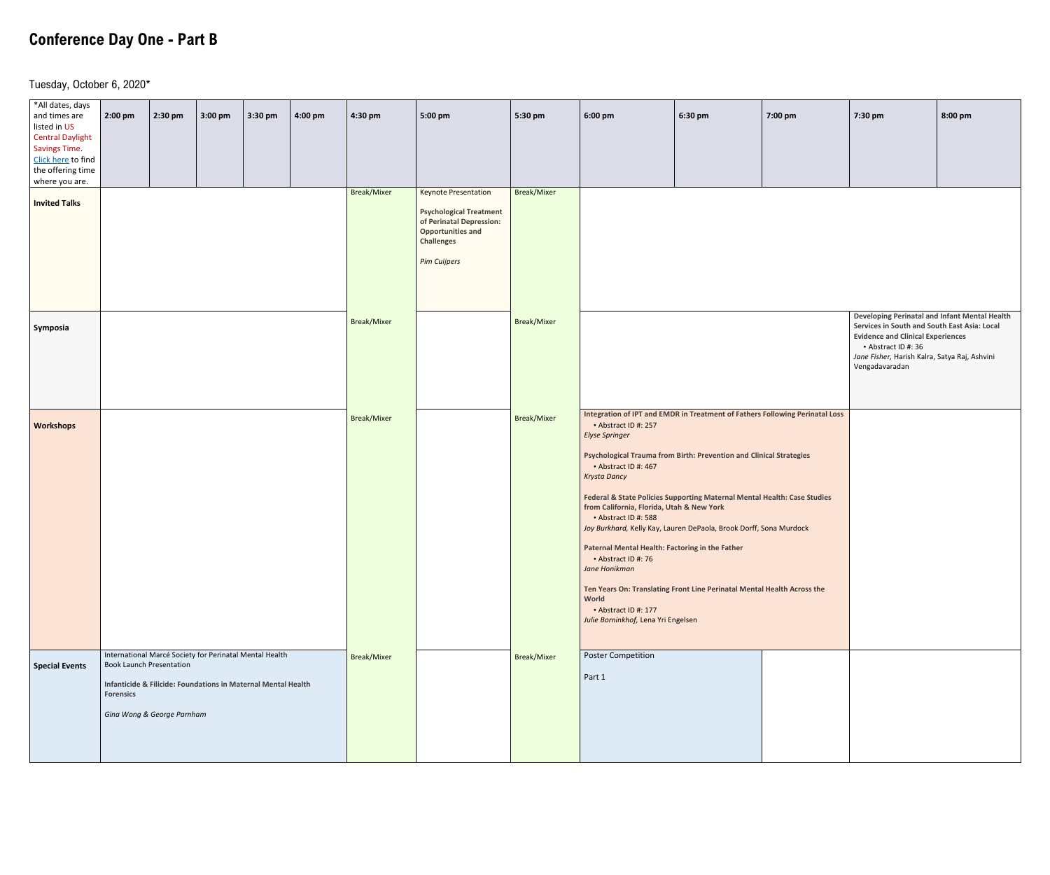# Conference Day One - Part B

Tuesday, October 6, 2020*

| *All dates, days and times are listed in US Central Daylight Savings Time. Click here to find the offering time where you are. | 2:00 pm | 2:30 pm | 3:00 pm | 3:30 pm | 4:00 pm | 4:30 pm | 5:00 pm | 5:30 pm | 6:00 pm | 6:30 pm | 7:00 pm | 7:30 pm | 8:00 pm |
|---|---|---|---|---|---|---|---|---|---|---|---|---|---|
| **Invited Talks** | | | | | | Break/Mixer | Keynote Presentation<br><br>**Psychological Treatment of Perinatal Depression: Opportunities and Challenges**<br><br>*Pim Cuijpers* | Break/Mixer | | | | | |
| **Symposia** | | | | | | Break/Mixer | | Break/Mixer | | | | **Developing Perinatal and Infant Mental Health Services in South and South East Asia: Local Evidence and Clinical Experiences**<br>• Abstract ID #: 36<br>*Jane Fisher,* Harish Kalra, Satya Raj, Ashvini Vengadavaradan | |
| **Workshops** | | | | | | Break/Mixer | | Break/Mixer | **Integration of IPT and EMDR in Treatment of Fathers Following Perinatal Loss**<br>• Abstract ID #: 257<br>*Elyse Springer*<br><br>**Psychological Trauma from Birth: Prevention and Clinical Strategies**<br>• Abstract ID #: 467<br>*Krysta Dancy*<br><br>**Federal & State Policies Supporting Maternal Mental Health: Case Studies from California, Florida, Utah & New York**<br>• Abstract ID #: 588<br>*Joy Burkhard,* Kelly Kay, Lauren DePaola, Brook Dorff, Sona Murdock<br><br>**Paternal Mental Health: Factoring in the Father**<br>• Abstract ID #: 76<br>*Jane Honikman*<br><br>**Ten Years On: Translating Front Line Perinatal Mental Health Across the World**<br>• Abstract ID #: 177<br>*Julie Borninkhof,* Lena Yri Engelsen | | | | |
| **Special Events** | International Marcé Society for Perinatal Mental Health Book Launch Presentation<br><br>**Infanticide & Filicide: Foundations in Maternal Mental Health Forensics**<br><br>*Gina Wong & George Parnham* | | | | | Break/Mixer | | Break/Mixer | Poster Competition<br><br>Part 1 | | | | |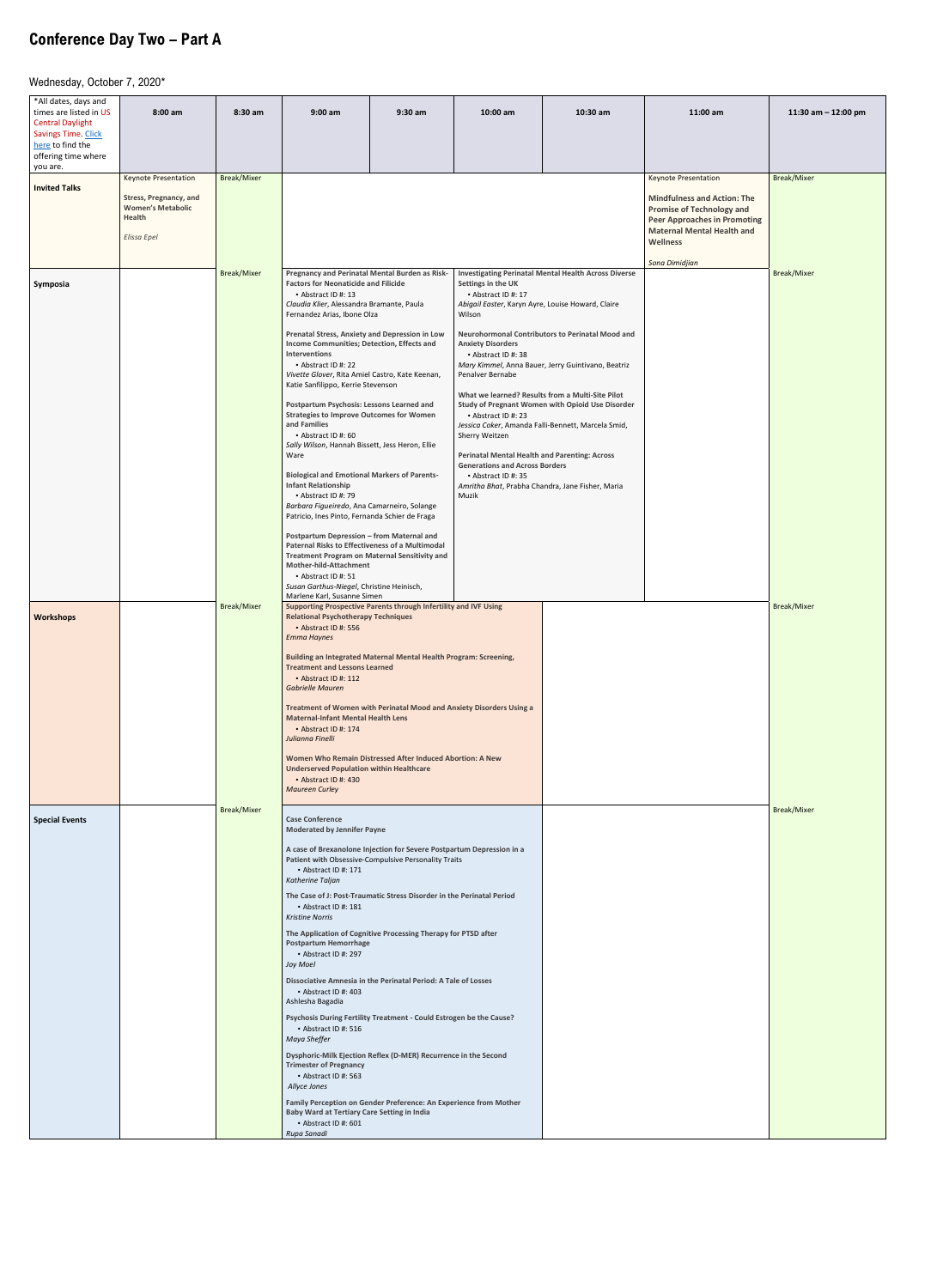# Conference Day Two – Part A

Wednesday, October 7, 2020*

| *All dates, days and times are listed in US Central Daylight Savings Time. Click here to find the offering time where you are. | 8:00 am | 8:30 am | 9:00 am | 9:30 am | 10:00 am | 10:30 am | 11:00 am | 11:30 am – 12:00 pm |
|---|---|---|---|---|---|---|---|---|
| **Invited Talks** | Keynote Presentation<br><br>**Stress, Pregnancy, and Women's Metabolic Health**<br><br>*Elissa Epel* | Break/Mixer | | | | | Keynote Presentation<br><br>**Mindfulness and Action: The Promise of Technology and Peer Approaches in Promoting Maternal Mental Health and Wellness**<br><br>*Sona Dimidjian* | Break/Mixer |
| **Symposia** | | Break/Mixer | **Pregnancy and Perinatal Mental Burden as Risk-Factors for Neonaticide and Filicide**<br>• Abstract ID #: 13<br>*Claudia Klier*, Alessandra Bramante, Paula Fernandez Arias, Ibone Olza<br><br>**Prenatal Stress, Anxiety and Depression in Low Income Communities; Detection, Effects and Interventions**<br>• Abstract ID #: 22<br>*Vivette Glover*, Rita Amiel Castro, Kate Keenan, Katie Sanfilippo, Kerrie Stevenson<br><br>**Postpartum Psychosis: Lessons Learned and Strategies to Improve Outcomes for Women and Families**<br>• Abstract ID #: 60<br>*Sally Wilson*, Hannah Bissett, Jess Heron, Ellie Ware<br><br>**Biological and Emotional Markers of Parents-Infant Relationship**<br>• Abstract ID #: 79<br>*Barbara Figueiredo*, Ana Camarneiro, Solange Patricio, Ines Pinto, Fernanda Schier de Fraga<br><br>**Postpartum Depression – from Maternal and Paternal Risks to Effectiveness of a Multimodal Treatment Program on Maternal Sensitivity and Mother-hild-Attachment**<br>• Abstract ID #: 51<br>*Susan Garthus-Niegel*, Christine Heinisch, Marlene Karl, Susanne Simen | | **Investigating Perinatal Mental Health Across Diverse Settings in the UK**<br>• Abstract ID #: 17<br>*Abigail Easter*, Karyn Ayre, Louise Howard, Claire Wilson<br><br>**Neurohormonal Contributors to Perinatal Mood and Anxiety Disorders**<br>• Abstract ID #: 38<br>*Mary Kimmel*, Anna Bauer, Jerry Guintivano, Beatriz Penalver Bernabe<br><br>**What we learned? Results from a Multi-Site Pilot Study of Pregnant Women with Opioid Use Disorder**<br>• Abstract ID #: 23<br>*Jessica Coker*, Amanda Falli-Bennett, Marcela Smid, Sherry Weitzen<br><br>**Perinatal Mental Health and Parenting: Across Generations and Across Borders**<br>• Abstract ID #: 35<br>*Amritha Bhat*, Prabha Chandra, Jane Fisher, Maria Muzik | | | Break/Mixer |
| **Workshops** | | Break/Mixer | **Supporting Prospective Parents through Infertility and IVF Using Relational Psychotherapy Techniques**<br>• Abstract ID #: 556<br>*Emma Haynes*<br><br>**Building an Integrated Maternal Mental Health Program: Screening, Treatment and Lessons Learned**<br>• Abstract ID #: 112<br>*Gabrielle Mauren*<br><br>**Treatment of Women with Perinatal Mood and Anxiety Disorders Using a Maternal-Infant Mental Health Lens**<br>• Abstract ID #: 174<br>*Julianna Finelli*<br><br>**Women Who Remain Distressed After Induced Abortion: A New Underserved Population within Healthcare**<br>• Abstract ID #: 430<br>*Maureen Curley* | | | | | Break/Mixer |
| **Special Events** | | Break/Mixer | **Case Conference**<br>**Moderated by Jennifer Payne**<br><br>**A case of Brexanolone Injection for Severe Postpartum Depression in a Patient with Obsessive-Compulsive Personality Traits**<br>• Abstract ID #: 171<br>*Katherine Taljan*<br><br>**The Case of J: Post-Traumatic Stress Disorder in the Perinatal Period**<br>• Abstract ID #: 181<br>*Kristine Norris*<br><br>**The Application of Cognitive Processing Therapy for PTSD after Postpartum Hemorrhage**<br>• Abstract ID #: 297<br>*Joy Moel*<br><br>**Dissociative Amnesia in the Perinatal Period: A Tale of Losses**<br>• Abstract ID #: 403<br>Ashlesha Bagadia<br><br>**Psychosis During Fertility Treatment - Could Estrogen be the Cause?**<br>• Abstract ID #: 516<br>*Maya Sheffer*<br><br>**Dysphoric-Milk Ejection Reflex (D-MER) Recurrence in the Second Trimester of Pregnancy**<br>• Abstract ID #: 563<br>*Allyce Jones*<br><br>**Family Perception on Gender Preference: An Experience from Mother Baby Ward at Tertiary Care Setting in India**<br>• Abstract ID #: 601<br>*Rupa Sanadi* | | | | | Break/Mixer |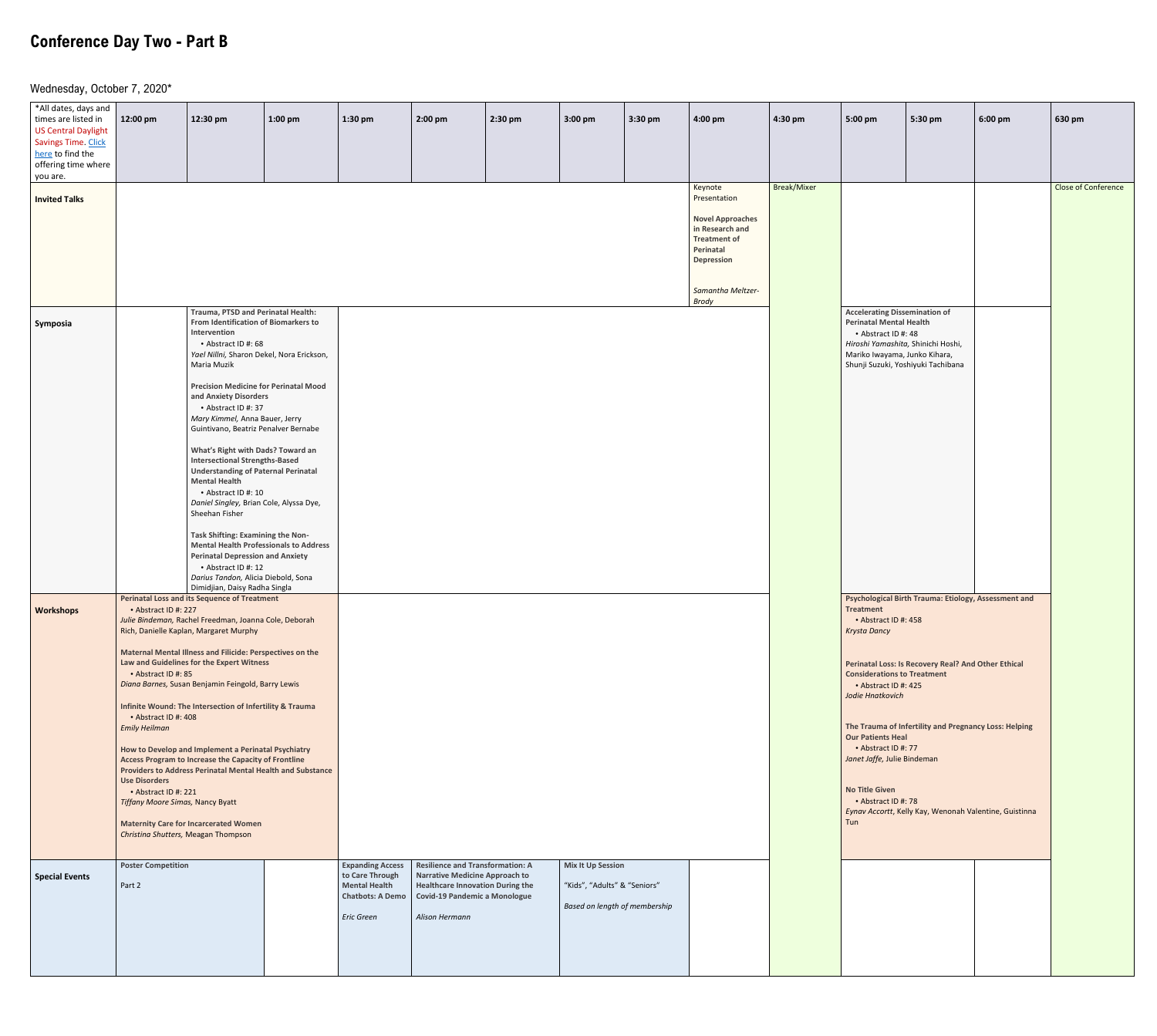# Conference Day Two - Part B

Wednesday, October 7, 2020*

| *All dates, days and times are listed in US Central Daylight Savings Time. Click here to find the offering time where you are. | 12:00 pm | 12:30 pm | 1:00 pm | 1:30 pm | 2:00 pm | 2:30 pm | 3:00 pm | 3:30 pm | 4:00 pm | 4:30 pm | 5:00 pm | 5:30 pm | 6:00 pm | 630 pm |
|---|---|---|---|---|---|---|---|---|---|---|---|---|---|---|
| **Invited Talks** | | | | | | | | | Keynote Presentation<br><br>**Novel Approaches in Research and Treatment of Perinatal Depression**<br><br>*Samantha Meltzer-Brody* | Break/Mixer | | | | Close of Conference |
| **Symposia** | | **Trauma, PTSD and Perinatal Health: From Identification of Biomarkers to Intervention**<br>• Abstract ID #: 68<br>*Yael Nillni*, Sharon Dekel, Nora Erickson, Maria Muzik<br><br>**Precision Medicine for Perinatal Mood and Anxiety Disorders**<br>• Abstract ID #: 37<br>*Mary Kimmel*, Anna Bauer, Jerry Guintivano, Beatriz Penalver Bernabe<br><br>**What's Right with Dads? Toward an Intersectional Strengths-Based Understanding of Paternal Perinatal Mental Health**<br>• Abstract ID #: 10<br>*Daniel Singley*, Brian Cole, Alyssa Dye, Sheehan Fisher<br><br>**Task Shifting: Examining the Non-Mental Health Professionals to Address Perinatal Depression and Anxiety**<br>• Abstract ID #: 12<br>*Darius Tandon*, Alicia Diebold, Sona Dimidjian, Daisy Radha Singla | | | | | | | | | **Accelerating Dissemination of Perinatal Mental Health**<br>• Abstract ID #: 48<br>*Hiroshi Yamashita*, Shinichi Hoshi, Mariko Iwayama, Junko Kihara, Shunji Suzuki, Yoshiyuki Tachibana | | | |
| **Workshops** | **Perinatal Loss and its Sequence of Treatment**<br>• Abstract ID #: 227<br>*Julie Bindeman*, Rachel Freedman, Joanna Cole, Deborah Rich, Danielle Kaplan, Margaret Murphy<br><br>**Maternal Mental Illness and Filicide: Perspectives on the Law and Guidelines for the Expert Witness**<br>• Abstract ID #: 85<br>*Diana Barnes*, Susan Benjamin Feingold, Barry Lewis<br><br>**Infinite Wound: The Intersection of Infertility & Trauma**<br>• Abstract ID #: 408<br>*Emily Heilman*<br><br>**How to Develop and Implement a Perinatal Psychiatry Access Program to Increase the Capacity of Frontline Providers to Address Perinatal Mental Health and Substance Use Disorders**<br>• Abstract ID #: 221<br>*Tiffany Moore Simas*, Nancy Byatt<br><br>**Maternity Care for Incarcerated Women**<br>*Christina Shutters*, Meagan Thompson | | | | | | | | | | **Psychological Birth Trauma: Etiology, Assessment and Treatment**<br>• Abstract ID #: 458<br>*Krysta Dancy*<br><br>**Perinatal Loss: Is Recovery Real? And Other Ethical Considerations to Treatment**<br>• Abstract ID #: 425<br>*Jodie Hnatkovich*<br><br>**The Trauma of Infertility and Pregnancy Loss: Helping Our Patients Heal**<br>• Abstract ID #: 77<br>*Janet Jaffe*, Julie Bindeman<br><br>**No Title Given**<br>• Abstract ID #: 78<br>*Eynav Accortt*, Kelly Kay, Wenonah Valentine, Guistinna Tun | | | |
| **Special Events** | **Poster Competition**<br><br>Part 2 | | | **Expanding Access to Care Through Mental Health Chatbots: A Demo**<br><br>*Eric Green* | **Resilience and Transformation: A Narrative Medicine Approach to Healthcare Innovation During the Covid-19 Pandemic a Monologue**<br><br>*Alison Hermann* | | **Mix It Up Session**<br><br>"Kids", "Adults" & "Seniors"<br><br>*Based on length of membership* | | | | | | | |